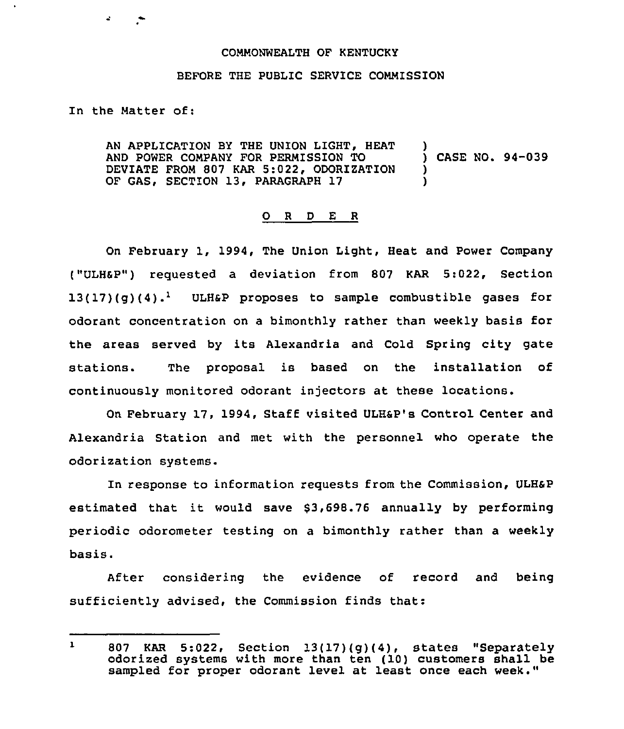COMMONWEALTH OF KENTUCKY

BEFORE THE PUBLIC SERVICE COMMISSION

In the Matter of:

AN APPLICATION BY THE UNION LIGHT, HEAT AND POWER COMPANY FOR PERMISSION TO DEVIATE FROM 807 KAR 5:022, ODORIZATION OF GAS, SECTION 13, PARAGRAPH 17 ) CASE NO. 94-039

## O R D E R

On February 1, 1994, The Union Light, Heat and Power Company ("ULH&P") requested a deviation from 807 KAR 5:022, Section 13(17)(g)(4).[1] ULH&P proposes to sample combustible gases for odorant concentration on a bimonthly rather than weekly basis for the areas served by its Alexandria and Cold Spring city gate stations. The proposal is based on the installation of continuously monitored odorant injectors at these locations.

On February 17, 1994, Staff visited ULH&P's Control Center and Alexandria Station and met with the personnel who operate the odorization systems.

In response to information requests from the Commission, ULH&P estimated that it would save $3,698.76 annually by performing periodic odorometer testing on a bimonthly rather than a weekly basis.

After considering the evidence of record and being sufficiently advised, the Commission finds that:

---

[1] 807 KAR 5:022, Section 13(17)(g)(4), states "Separately odorized systems with more than ten (10) customers shall be sampled for proper odorant level at least once each week."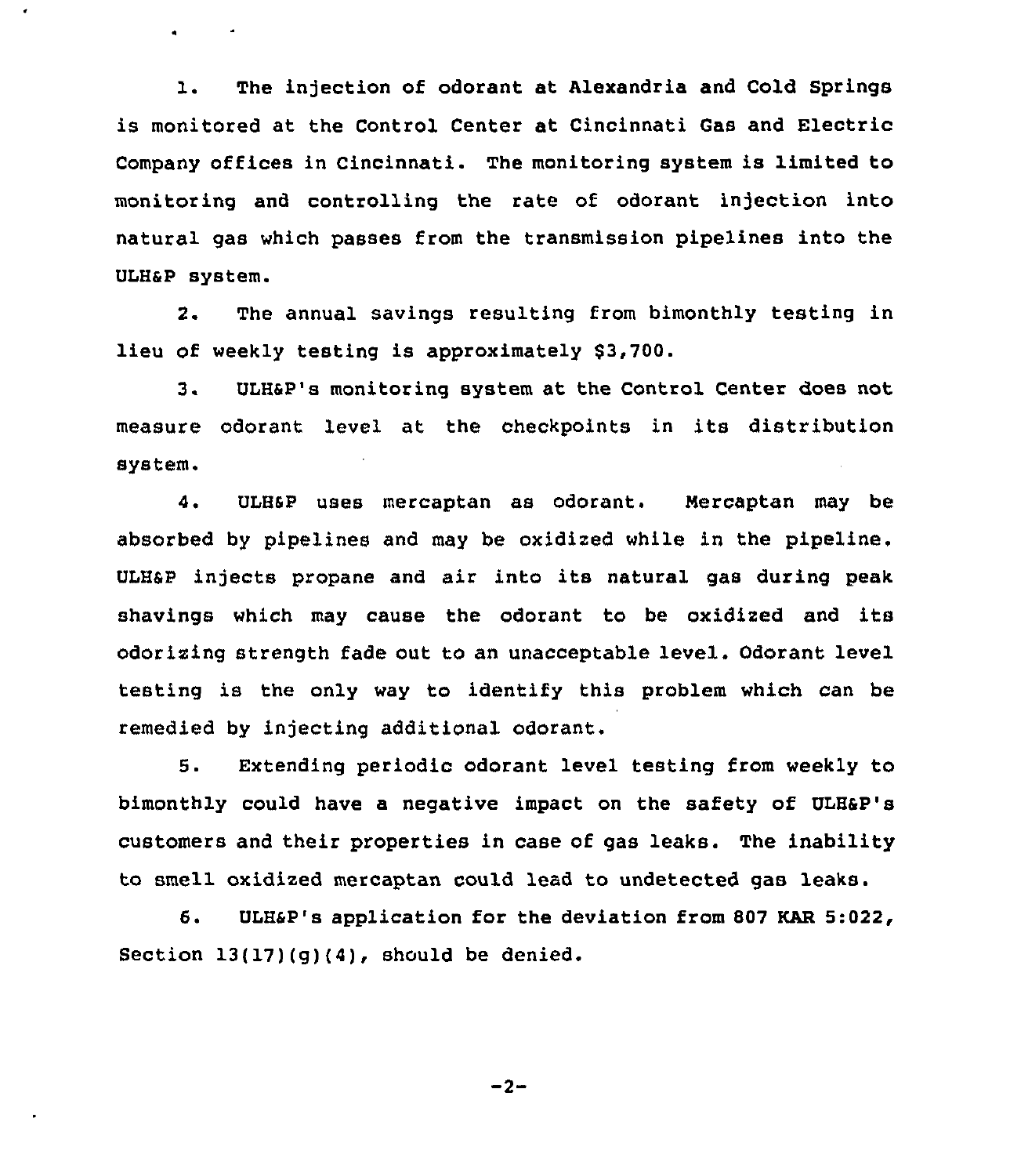1. The injection of odorant at Alexandria and Cold Springs is monitored at the Control Center at Cincinnati Gas and Electric Company offices in Cincinnati. The monitoring system is limited to monitoring and controlling the rate of odorant injection into natural gas which passes from the transmission pipelines into the ULH&P system.

2. The annual savings resulting from bimonthly testing in lieu of weekly testing is approximately $3,700.

3. ULH&P's monitoring system at the Control Center does not measure odorant level at the checkpoints in its distribution system.

4. ULH&P uses mercaptan as odorant. Mercaptan may be absorbed by pipelines and may be oxidized while in the pipeline. ULH&P injects propane and air into its natural gas during peak shavings which may cause the odorant to be oxidized and its odorizing strength fade out to an unacceptable level. Odorant level testing is the only way to identify this problem which can be remedied by injecting additional odorant.

5. Extending periodic odorant level testing from weekly to bimonthly could have a negative impact on the safety of ULH&P's customers and their properties in case of gas leaks. The inability to smell oxidized mercaptan could lead to undetected gas leaks.

6. ULH&P's application for the deviation from 807 KAR 5:022, Section 13(17)(g)(4), should be denied.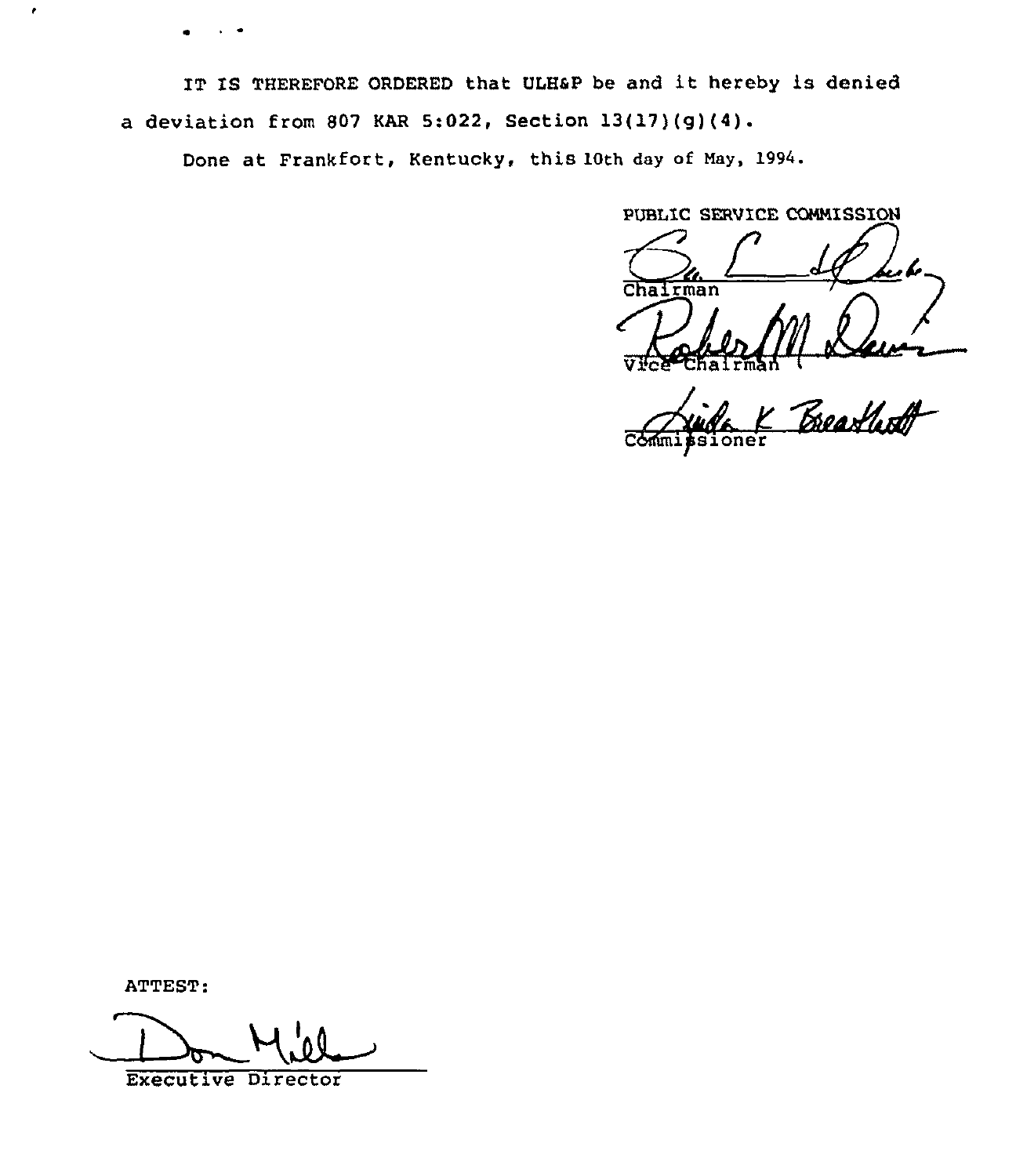IT IS THEREFORE ORDERED that ULH&P be and it hereby is denied a deviation from 807 KAR 5:022, Section 13(17)(g)(4).

Done at Frankfort, Kentucky, this 10th day of May, 1994.

PUBLIC SERVICE COMMISSION

Chairman

Vice Chairman

Commissioner

ATTEST:

Executive Director